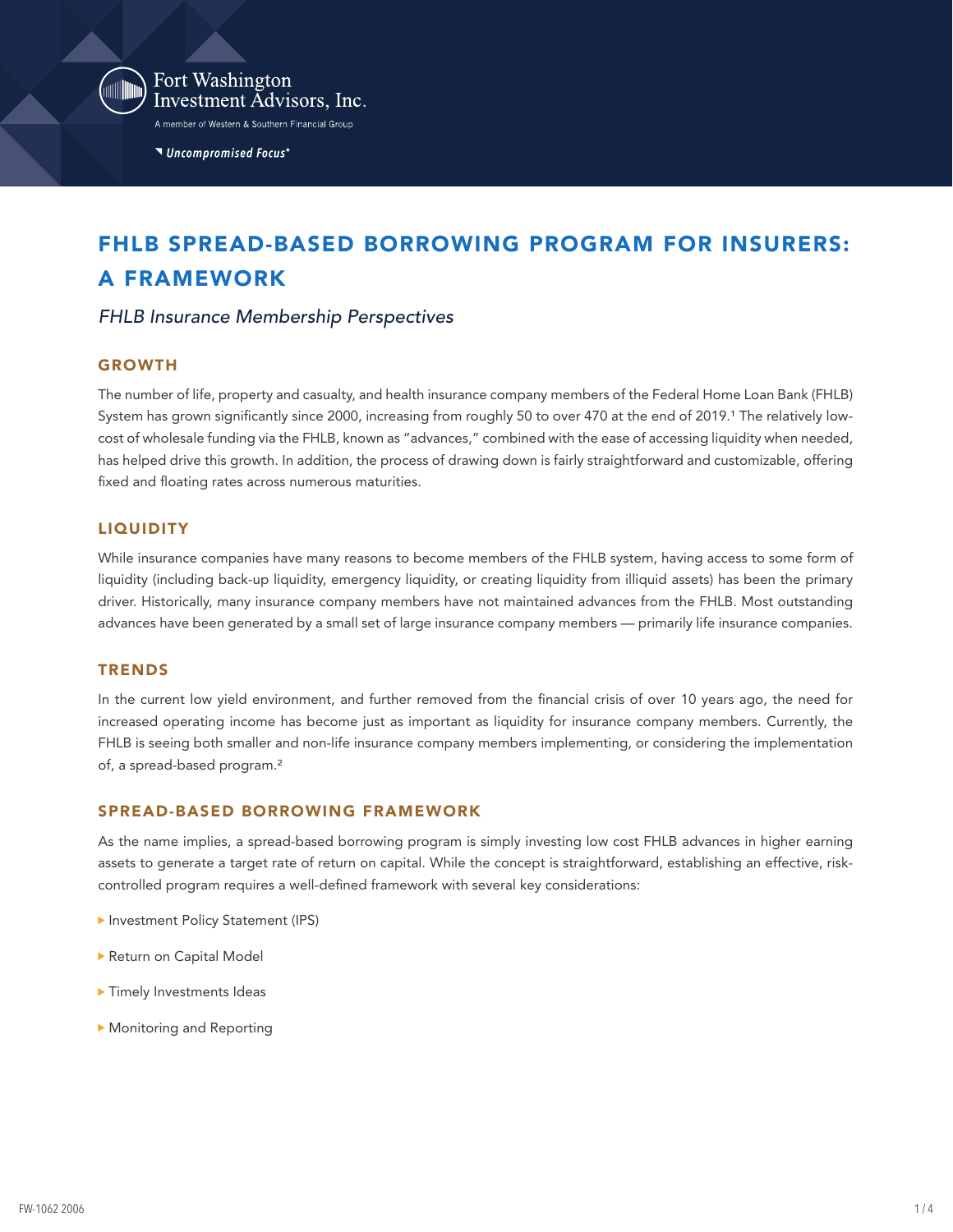Fort Washington Investment Advisors, Inc.

A member of Western & Southern Financial Group

*Uncompromised Focus®*

# FHLB SPREAD-BASED BORROWING PROGRAM FOR INSURERS: A FRAMEWORK

*FHLB Insurance Membership Perspectives*

## GROWTH

The number of life, property and casualty, and health insurance company members of the Federal Home Loan Bank (FHLB) System has grown significantly since 2000, increasing from roughly 50 to over 470 at the end of 2019.[1] The relatively low-cost of wholesale funding via the FHLB, known as "advances," combined with the ease of accessing liquidity when needed, has helped drive this growth. In addition, the process of drawing down is fairly straightforward and customizable, offering fixed and floating rates across numerous maturities.

## LIQUIDITY

While insurance companies have many reasons to become members of the FHLB system, having access to some form of liquidity (including back-up liquidity, emergency liquidity, or creating liquidity from illiquid assets) has been the primary driver. Historically, many insurance company members have not maintained advances from the FHLB. Most outstanding advances have been generated by a small set of large insurance company members — primarily life insurance companies.

## TRENDS

In the current low yield environment, and further removed from the financial crisis of over 10 years ago, the need for increased operating income has become just as important as liquidity for insurance company members. Currently, the FHLB is seeing both smaller and non-life insurance company members implementing, or considering the implementation of, a spread-based program.[2]

## SPREAD-BASED BORROWING FRAMEWORK

As the name implies, a spread-based borrowing program is simply investing low cost FHLB advances in higher earning assets to generate a target rate of return on capital. While the concept is straightforward, establishing an effective, risk-controlled program requires a well-defined framework with several key considerations:

- Investment Policy Statement (IPS)
- Return on Capital Model
- Timely Investments Ideas
- Monitoring and Reporting

FW-1062 2006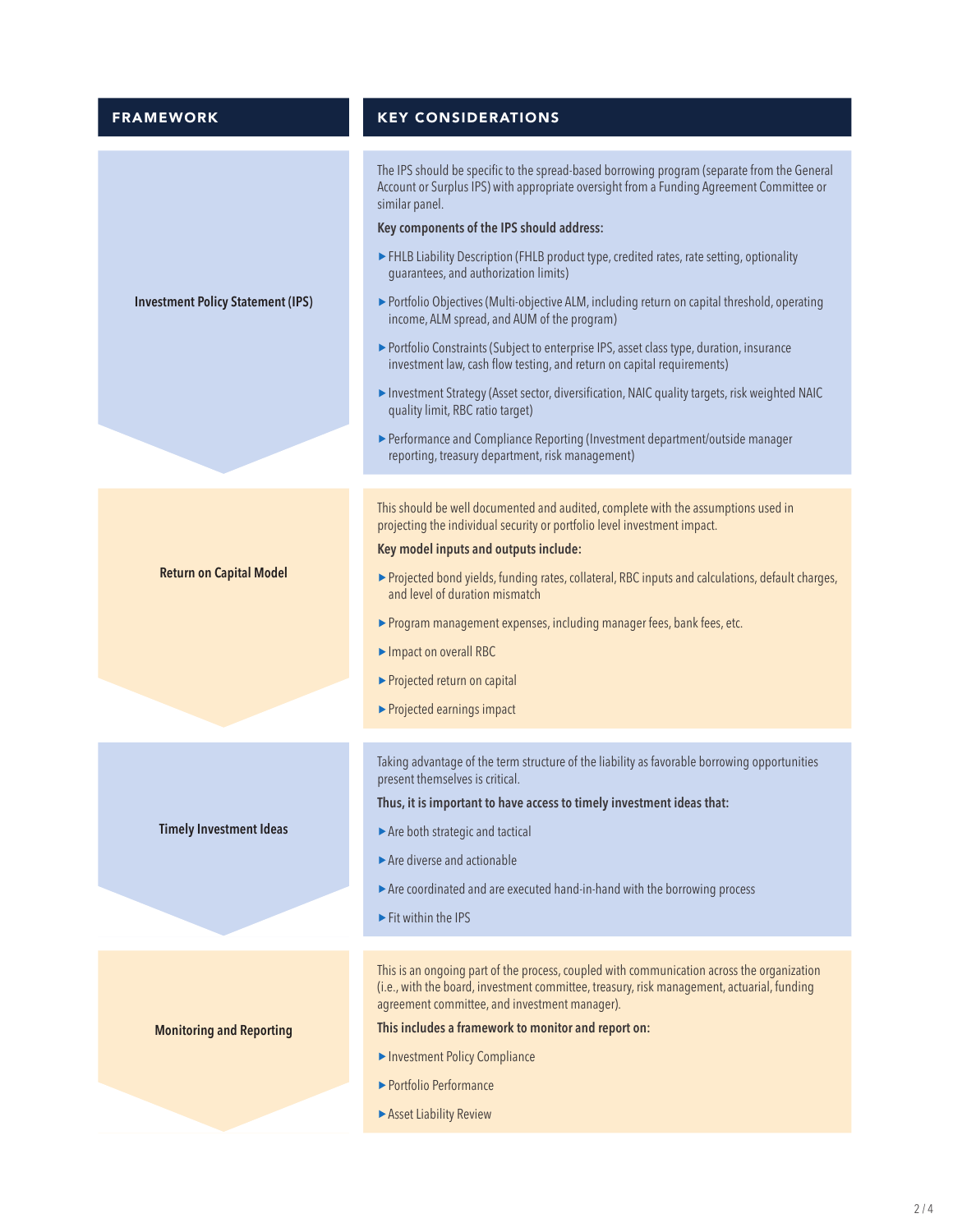| FRAMEWORK | KEY CONSIDERATIONS |
| --- | --- |
| **Investment Policy Statement (IPS)** | The IPS should be specific to the spread-based borrowing program (separate from the General Account or Surplus IPS) with appropriate oversight from a Funding Agreement Committee or similar panel.<br><br>**Key components of the IPS should address:**<br><br>▸ FHLB Liability Description (FHLB product type, credited rates, rate setting, optionality guarantees, and authorization limits)<br><br>▸ Portfolio Objectives (Multi-objective ALM, including return on capital threshold, operating income, ALM spread, and AUM of the program)<br><br>▸ Portfolio Constraints (Subject to enterprise IPS, asset class type, duration, insurance investment law, cash flow testing, and return on capital requirements)<br><br>▸ Investment Strategy (Asset sector, diversification, NAIC quality targets, risk weighted NAIC quality limit, RBC ratio target)<br><br>▸ Performance and Compliance Reporting (Investment department/outside manager reporting, treasury department, risk management) |
| **Return on Capital Model** | This should be well documented and audited, complete with the assumptions used in projecting the individual security or portfolio level investment impact.<br><br>**Key model inputs and outputs include:**<br><br>▸ Projected bond yields, funding rates, collateral, RBC inputs and calculations, default charges, and level of duration mismatch<br><br>▸ Program management expenses, including manager fees, bank fees, etc.<br><br>▸ Impact on overall RBC<br><br>▸ Projected return on capital<br><br>▸ Projected earnings impact |
| **Timely Investment Ideas** | Taking advantage of the term structure of the liability as favorable borrowing opportunities present themselves is critical.<br><br>**Thus, it is important to have access to timely investment ideas that:**<br><br>▸ Are both strategic and tactical<br><br>▸ Are diverse and actionable<br><br>▸ Are coordinated and are executed hand-in-hand with the borrowing process<br><br>▸ Fit within the IPS |
| **Monitoring and Reporting** | This is an ongoing part of the process, coupled with communication across the organization (i.e., with the board, investment committee, treasury, risk management, actuarial, funding agreement committee, and investment manager).<br><br>**This includes a framework to monitor and report on:**<br><br>▸ Investment Policy Compliance<br><br>▸ Portfolio Performance<br><br>▸ Asset Liability Review |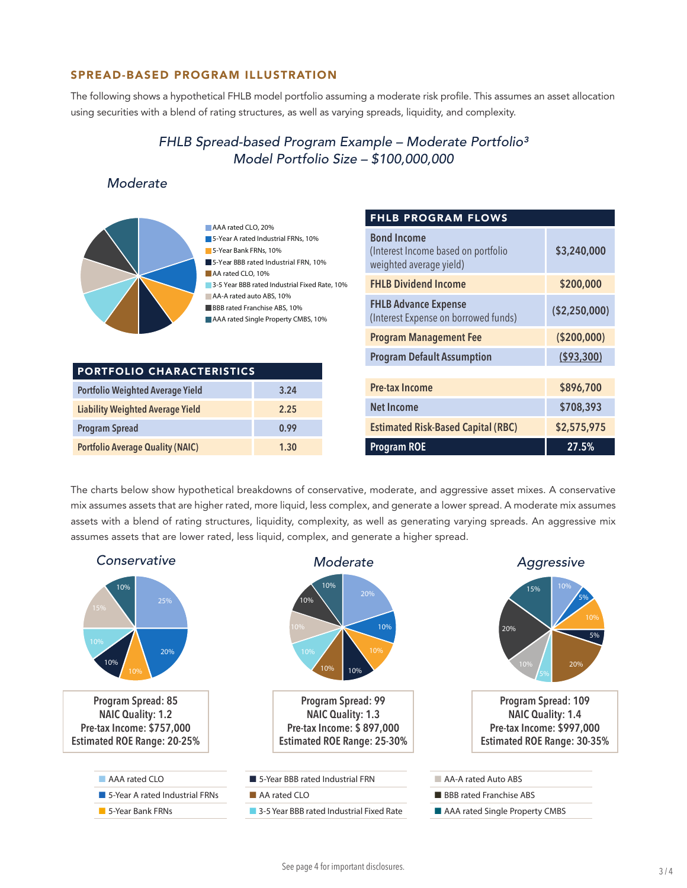## SPREAD-BASED PROGRAM ILLUSTRATION

The following shows a hypothetical FHLB model portfolio assuming a moderate risk profile. This assumes an asset allocation using securities with a blend of rating structures, as well as varying spreads, liquidity, and complexity.

*FHLB Spread-based Program Example – Moderate Portfolio[3]*
*Model Portfolio Size – $100,000,000*

*Moderate*

- AAA rated CLO, 20%
- 5-Year A rated Industrial FRNs, 10%
- 5-Year Bank FRNs, 10%
- 5-Year BBB rated Industrial FRN, 10%
- AA rated CLO, 10%
- 3-5 Year BBB rated Industrial Fixed Rate, 10%
- AA-A rated auto ABS, 10%
- BBB rated Franchise ABS, 10%
- AAA rated Single Property CMBS, 10%

| PORTFOLIO CHARACTERISTICS | |
|---|---|
| Portfolio Weighted Average Yield | 3.24 |
| Liability Weighted Average Yield | 2.25 |
| Program Spread | 0.99 |
| Portfolio Average Quality (NAIC) | 1.30 |

| FHLB PROGRAM FLOWS | |
|---|---|
| **Bond Income** (Interest Income based on portfolio weighted average yield) | $3,240,000 |
| FHLB Dividend Income | $200,000 |
| **FHLB Advance Expense** (Interest Expense on borrowed funds) | ($2,250,000) |
| Program Management Fee | ($200,000) |
| Program Default Assumption | ($93,300) |
| Pre-tax Income | $896,700 |
| Net Income | $708,393 |
| Estimated Risk-Based Capital (RBC) | $2,575,975 |
| **Program ROE** | **27.5%** |

The charts below show hypothetical breakdowns of conservative, moderate, and aggressive asset mixes. A conservative mix assumes assets that are higher rated, more liquid, less complex, and generate a lower spread. A moderate mix assumes assets with a blend of rating structures, liquidity, complexity, as well as generating varying spreads. An aggressive mix assumes assets that are lower rated, less liquid, complex, and generate a higher spread.

| | Conservative | Moderate | Aggressive |
|---|---|---|---|
| AAA rated CLO | 25% | 20% | 10% |
| 5-Year A rated Industrial FRNs | 20% | 10% | 5% |
| 5-Year Bank FRNs | 10% | 10% | 10% |
| 5-Year BBB rated Industrial FRN | 10% | 10% | 5% |
| AA rated CLO | | 10% | 20% |
| 3-5 Year BBB rated Industrial Fixed Rate | 10% | 10% | 5% |
| AA-A rated Auto ABS | 15% | 10% | 10% |
| BBB rated Franchise ABS | | 10% | 20% |
| AAA rated Single Property CMBS | 10% | 10% | 15% |

**Conservative**
Program Spread: 85
NAIC Quality: 1.2
Pre-tax Income: $757,000
Estimated ROE Range: 20-25%

**Moderate**
Program Spread: 99
NAIC Quality: 1.3
Pre-tax Income: $ 897,000
Estimated ROE Range: 25-30%

**Aggressive**
Program Spread: 109
NAIC Quality: 1.4
Pre-tax Income: $997,000
Estimated ROE Range: 30-35%

See page 4 for important disclosures.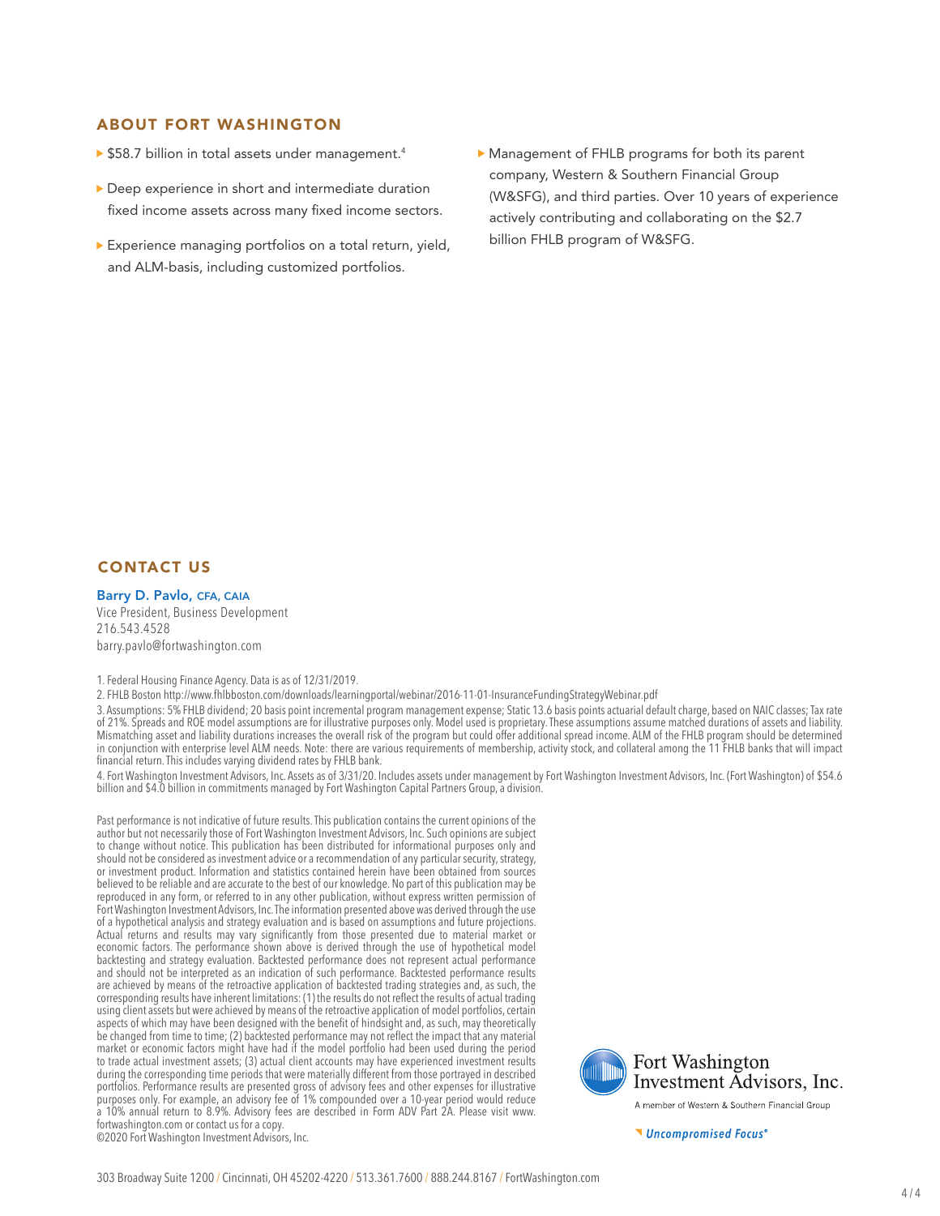## ABOUT FORT WASHINGTON

- $58.7 billion in total assets under management.[4]
- Deep experience in short and intermediate duration fixed income assets across many fixed income sectors.
- Experience managing portfolios on a total return, yield, and ALM-basis, including customized portfolios.
- Management of FHLB programs for both its parent company, Western & Southern Financial Group (W&SFG), and third parties. Over 10 years of experience actively contributing and collaborating on the $2.7 billion FHLB program of W&SFG.

## CONTACT US

**Barry D. Pavlo, CFA, CAIA**
Vice President, Business Development
216.543.4528
barry.pavlo@fortwashington.com

1. Federal Housing Finance Agency. Data is as of 12/31/2019.
2. FHLB Boston http://www.fhlbboston.com/downloads/learningportal/webinar/2016-11-01-InsuranceFundingStrategyWebinar.pdf
3. Assumptions: 5% FHLB dividend; 20 basis point incremental program management expense; Static 13.6 basis points actuarial default charge, based on NAIC classes; Tax rate of 21%. Spreads and ROE model assumptions are for illustrative purposes only. Model used is proprietary. These assumptions assume matched durations of assets and liability. Mismatching asset and liability durations increases the overall risk of the program but could offer additional spread income. ALM of the FHLB program should be determined in conjunction with enterprise level ALM needs. Note: there are various requirements of membership, activity stock, and collateral among the 11 FHLB banks that will impact financial return. This includes varying dividend rates by FHLB bank.
4. Fort Washington Investment Advisors, Inc. Assets as of 3/31/20. Includes assets under management by Fort Washington Investment Advisors, Inc. (Fort Washington) of $54.6 billion and $4.0 billion in commitments managed by Fort Washington Capital Partners Group, a division.

Past performance is not indicative of future results. This publication contains the current opinions of the author but not necessarily those of Fort Washington Investment Advisors, Inc. Such opinions are subject to change without notice. This publication has been distributed for informational purposes only and should not be considered as investment advice or a recommendation of any particular security, strategy, or investment product. Information and statistics contained herein have been obtained from sources believed to be reliable and are accurate to the best of our knowledge. No part of this publication may be reproduced in any form, or referred to in any other publication, without express written permission of Fort Washington Investment Advisors, Inc. The information presented above was derived through the use of a hypothetical analysis and strategy evaluation and is based on assumptions and future projections. Actual returns and results may vary significantly from those presented due to material market or economic factors. The performance shown above is derived through the use of hypothetical model backtesting and strategy evaluation. Backtested performance does not represent actual performance and should not be interpreted as an indication of such performance. Backtested performance results are achieved by means of the retroactive application of backtested trading strategies and, as such, the corresponding results have inherent limitations: (1) the results do not reflect the results of actual trading using client assets but were achieved by means of the retroactive application of model portfolios, certain aspects of which may have been designed with the benefit of hindsight and, as such, may theoretically be changed from time to time; (2) backtested performance may not reflect the impact that any material market or economic factors might have had if the model portfolio had been used during the period to trade actual investment assets; (3) actual client accounts may have experienced investment results during the corresponding time periods that were materially different from those portrayed in described portfolios. Performance results are presented gross of advisory fees and other expenses for illustrative purposes only. For example, an advisory fee of 1% compounded over a 10-year period would reduce a 10% annual return to 8.9%. Advisory fees are described in Form ADV Part 2A. Please visit www.fortwashington.com or contact us for a copy.
©2020 Fort Washington Investment Advisors, Inc.

Fort Washington Investment Advisors, Inc.
A member of Western & Southern Financial Group
*Uncompromised Focus®*

303 Broadway Suite 1200 / Cincinnati, OH 45202-4220 / 513.361.7600 / 888.244.8167 / FortWashington.com